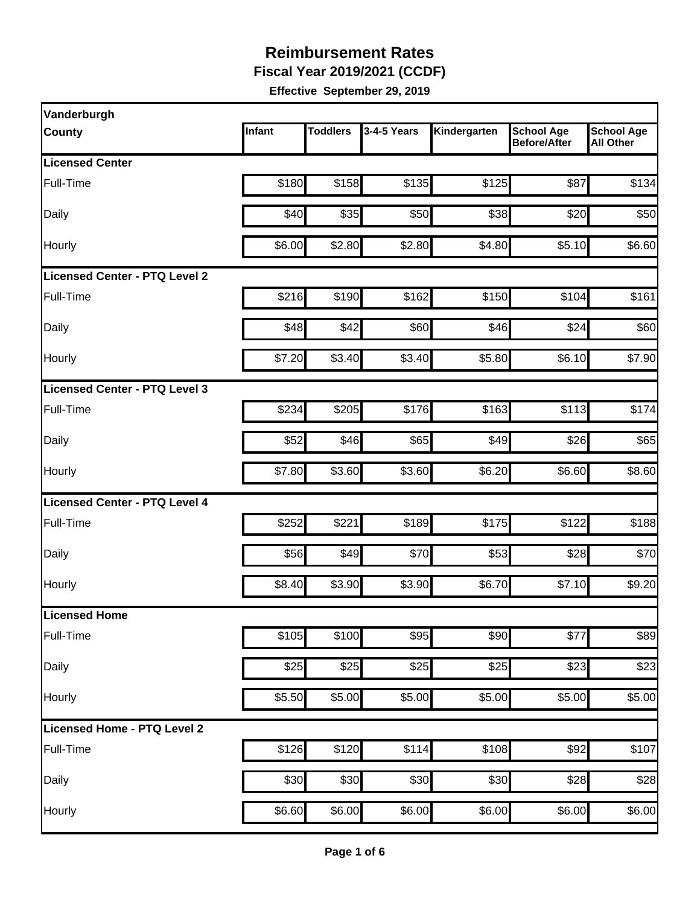# Reimbursement Rates

**Fiscal Year 2019/2021 (CCDF)**

**Effective September 29, 2019**

| Vanderburgh County | Infant | Toddlers | 3-4-5 Years | Kindergarten | School Age Before/After | School Age All Other |
|---|---|---|---|---|---|---|
| **Licensed Center** | | | | | | |
| Full-Time | $180 | $158 | $135 | $125 | $87 | $134 |
| Daily | $40 | $35 | $50 | $38 | $20 | $50 |
| Hourly | $6.00 | $2.80 | $2.80 | $4.80 | $5.10 | $6.60 |
| **Licensed Center - PTQ Level 2** | | | | | | |
| Full-Time | $216 | $190 | $162 | $150 | $104 | $161 |
| Daily | $48 | $42 | $60 | $46 | $24 | $60 |
| Hourly | $7.20 | $3.40 | $3.40 | $5.80 | $6.10 | $7.90 |
| **Licensed Center - PTQ Level 3** | | | | | | |
| Full-Time | $234 | $205 | $176 | $163 | $113 | $174 |
| Daily | $52 | $46 | $65 | $49 | $26 | $65 |
| Hourly | $7.80 | $3.60 | $3.60 | $6.20 | $6.60 | $8.60 |
| **Licensed Center - PTQ Level 4** | | | | | | |
| Full-Time | $252 | $221 | $189 | $175 | $122 | $188 |
| Daily | $56 | $49 | $70 | $53 | $28 | $70 |
| Hourly | $8.40 | $3.90 | $3.90 | $6.70 | $7.10 | $9.20 |
| **Licensed Home** | | | | | | |
| Full-Time | $105 | $100 | $95 | $90 | $77 | $89 |
| Daily | $25 | $25 | $25 | $25 | $23 | $23 |
| Hourly | $5.50 | $5.00 | $5.00 | $5.00 | $5.00 | $5.00 |
| **Licensed Home - PTQ Level 2** | | | | | | |
| Full-Time | $126 | $120 | $114 | $108 | $92 | $107 |
| Daily | $30 | $30 | $30 | $30 | $28 | $28 |
| Hourly | $6.60 | $6.00 | $6.00 | $6.00 | $6.00 | $6.00 |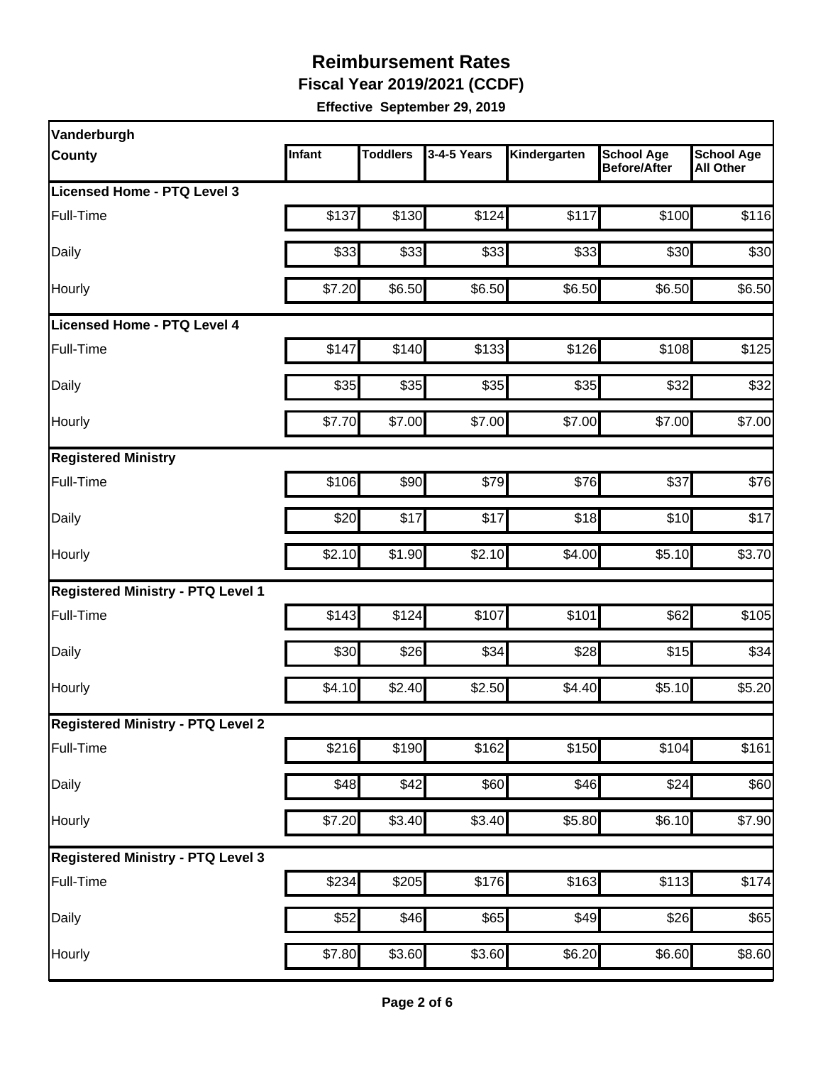# Reimbursement Rates

**Fiscal Year 2019/2021 (CCDF)**

**Effective September 29, 2019**

| Vanderburgh County | Infant | Toddlers | 3-4-5 Years | Kindergarten | School Age Before/After | School Age All Other |
|---|---|---|---|---|---|---|
| **Licensed Home - PTQ Level 3** | | | | | | |
| Full-Time | $137 | $130 | $124 | $117 | $100 | $116 |
| Daily | $33 | $33 | $33 | $33 | $30 | $30 |
| Hourly | $7.20 | $6.50 | $6.50 | $6.50 | $6.50 | $6.50 |
| **Licensed Home - PTQ Level 4** | | | | | | |
| Full-Time | $147 | $140 | $133 | $126 | $108 | $125 |
| Daily | $35 | $35 | $35 | $35 | $32 | $32 |
| Hourly | $7.70 | $7.00 | $7.00 | $7.00 | $7.00 | $7.00 |
| **Registered Ministry** | | | | | | |
| Full-Time | $106 | $90 | $79 | $76 | $37 | $76 |
| Daily | $20 | $17 | $17 | $18 | $10 | $17 |
| Hourly | $2.10 | $1.90 | $2.10 | $4.00 | $5.10 | $3.70 |
| **Registered Ministry - PTQ Level 1** | | | | | | |
| Full-Time | $143 | $124 | $107 | $101 | $62 | $105 |
| Daily | $30 | $26 | $34 | $28 | $15 | $34 |
| Hourly | $4.10 | $2.40 | $2.50 | $4.40 | $5.10 | $5.20 |
| **Registered Ministry - PTQ Level 2** | | | | | | |
| Full-Time | $216 | $190 | $162 | $150 | $104 | $161 |
| Daily | $48 | $42 | $60 | $46 | $24 | $60 |
| Hourly | $7.20 | $3.40 | $3.40 | $5.80 | $6.10 | $7.90 |
| **Registered Ministry - PTQ Level 3** | | | | | | |
| Full-Time | $234 | $205 | $176 | $163 | $113 | $174 |
| Daily | $52 | $46 | $65 | $49 | $26 | $65 |
| Hourly | $7.80 | $3.60 | $3.60 | $6.20 | $6.60 | $8.60 |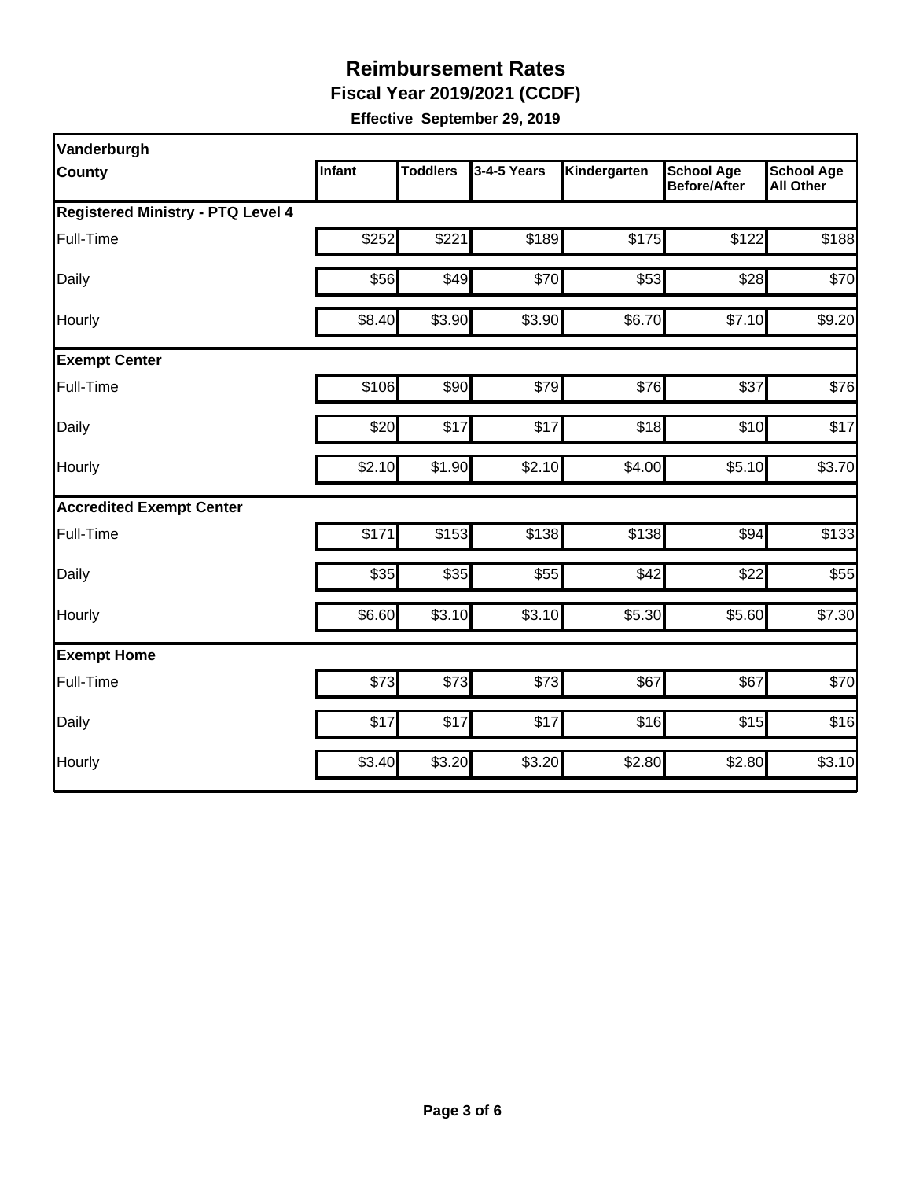# Reimbursement Rates

**Fiscal Year 2019/2021 (CCDF)**

**Effective September 29, 2019**

| Vanderburgh County | Infant | Toddlers | 3-4-5 Years | Kindergarten | School Age Before/After | School Age All Other |
|---|---|---|---|---|---|---|
| **Registered Ministry - PTQ Level 4** | | | | | | |
| Full-Time | $252 | $221 | $189 | $175 | $122 | $188 |
| Daily | $56 | $49 | $70 | $53 | $28 | $70 |
| Hourly | $8.40 | $3.90 | $3.90 | $6.70 | $7.10 | $9.20 |
| **Exempt Center** | | | | | | |
| Full-Time | $106 | $90 | $79 | $76 | $37 | $76 |
| Daily | $20 | $17 | $17 | $18 | $10 | $17 |
| Hourly | $2.10 | $1.90 | $2.10 | $4.00 | $5.10 | $3.70 |
| **Accredited Exempt Center** | | | | | | |
| Full-Time | $171 | $153 | $138 | $138 | $94 | $133 |
| Daily | $35 | $35 | $55 | $42 | $22 | $55 |
| Hourly | $6.60 | $3.10 | $3.10 | $5.30 | $5.60 | $7.30 |
| **Exempt Home** | | | | | | |
| Full-Time | $73 | $73 | $73 | $67 | $67 | $70 |
| Daily | $17 | $17 | $17 | $16 | $15 | $16 |
| Hourly | $3.40 | $3.20 | $3.20 | $2.80 | $2.80 | $3.10 |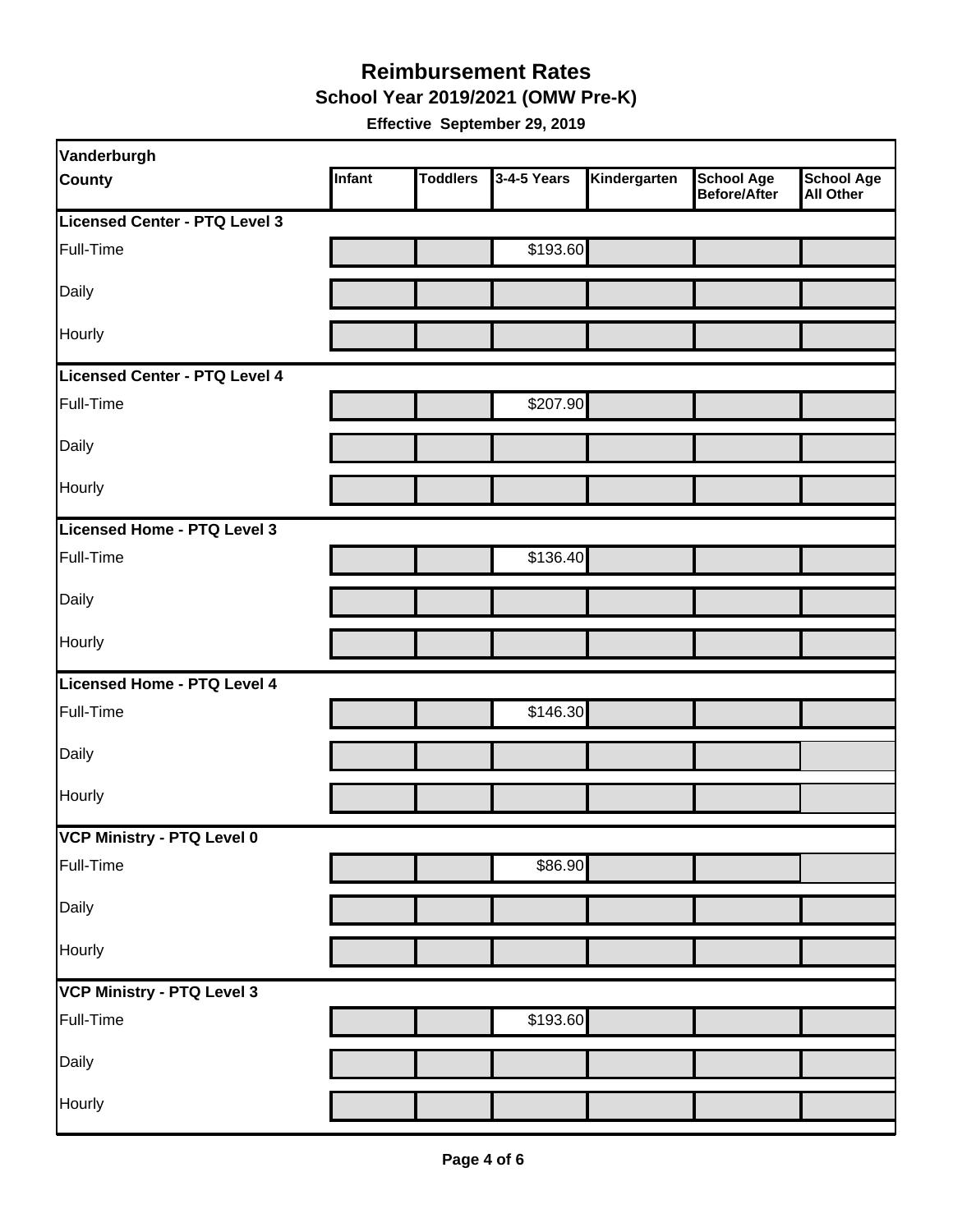# Reimbursement Rates

## School Year 2019/2021 (OMW Pre-K)

**Effective September 29, 2019**

| Vanderburgh County | Infant | Toddlers | 3-4-5 Years | Kindergarten | School Age Before/After | School Age All Other |
|---|---|---|---|---|---|---|
| **Licensed Center - PTQ Level 3** | | | | | | |
| Full-Time | | | $193.60 | | | |
| Daily | | | | | | |
| Hourly | | | | | | |
| **Licensed Center - PTQ Level 4** | | | | | | |
| Full-Time | | | $207.90 | | | |
| Daily | | | | | | |
| Hourly | | | | | | |
| **Licensed Home - PTQ Level 3** | | | | | | |
| Full-Time | | | $136.40 | | | |
| Daily | | | | | | |
| Hourly | | | | | | |
| **Licensed Home - PTQ Level 4** | | | | | | |
| Full-Time | | | $146.30 | | | |
| Daily | | | | | | |
| Hourly | | | | | | |
| **VCP Ministry - PTQ Level 0** | | | | | | |
| Full-Time | | | $86.90 | | | |
| Daily | | | | | | |
| Hourly | | | | | | |
| **VCP Ministry - PTQ Level 3** | | | | | | |
| Full-Time | | | $193.60 | | | |
| Daily | | | | | | |
| Hourly | | | | | | |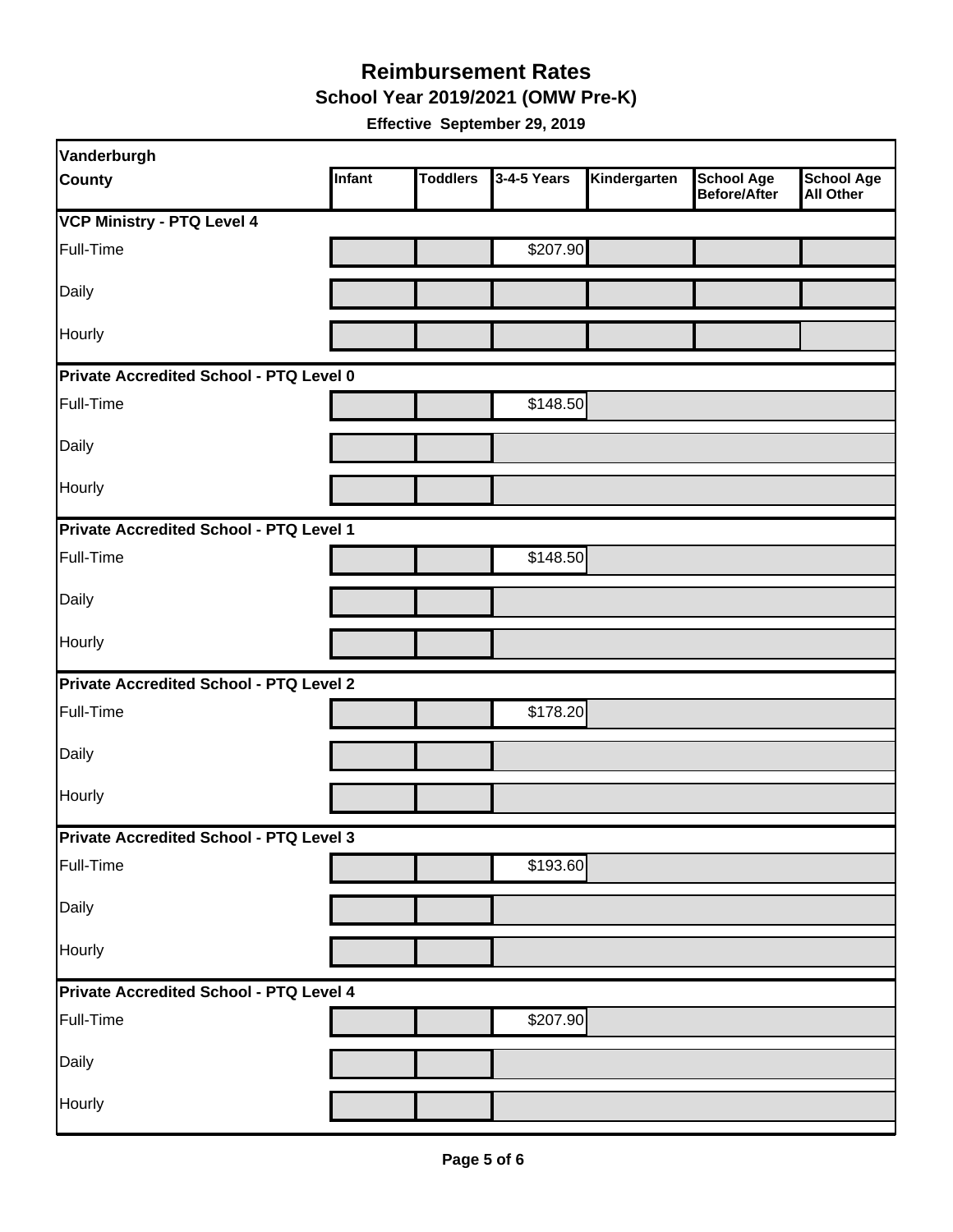# Reimbursement Rates

## School Year 2019/2021 (OMW Pre-K)

**Effective September 29, 2019**

| Vanderburgh County | Infant | Toddlers | 3-4-5 Years | Kindergarten | School Age Before/After | School Age All Other |
|---|---|---|---|---|---|---|
| **VCP Ministry - PTQ Level 4** | | | | | | |
| Full-Time | | | $207.90 | | | |
| Daily | | | | | | |
| Hourly | | | | | | |
| **Private Accredited School - PTQ Level 0** | | | | | | |
| Full-Time | | | $148.50 | | | |
| Daily | | | | | | |
| Hourly | | | | | | |
| **Private Accredited School - PTQ Level 1** | | | | | | |
| Full-Time | | | $148.50 | | | |
| Daily | | | | | | |
| Hourly | | | | | | |
| **Private Accredited School - PTQ Level 2** | | | | | | |
| Full-Time | | | $178.20 | | | |
| Daily | | | | | | |
| Hourly | | | | | | |
| **Private Accredited School - PTQ Level 3** | | | | | | |
| Full-Time | | | $193.60 | | | |
| Daily | | | | | | |
| Hourly | | | | | | |
| **Private Accredited School - PTQ Level 4** | | | | | | |
| Full-Time | | | $207.90 | | | |
| Daily | | | | | | |
| Hourly | | | | | | |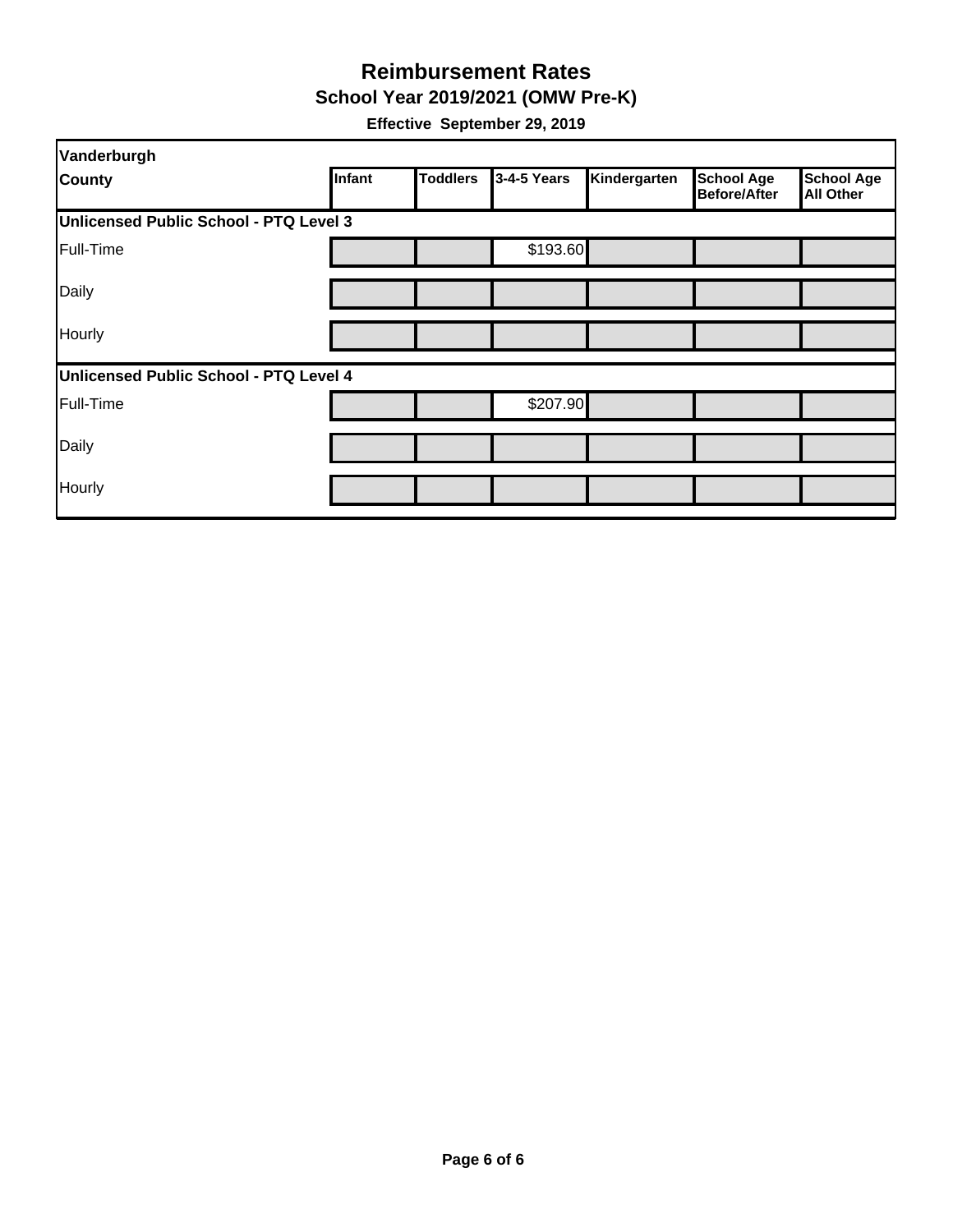# Reimbursement Rates

**School Year 2019/2021 (OMW Pre-K)**

**Effective September 29, 2019**

| Vanderburgh County | Infant | Toddlers | 3-4-5 Years | Kindergarten | School Age Before/After | School Age All Other |
|---|---|---|---|---|---|---|
| **Unlicensed Public School - PTQ Level 3** | | | | | | |
| Full-Time | | | $193.60 | | | |
| Daily | | | | | | |
| Hourly | | | | | | |
| **Unlicensed Public School - PTQ Level 4** | | | | | | |
| Full-Time | | | $207.90 | | | |
| Daily | | | | | | |
| Hourly | | | | | | |